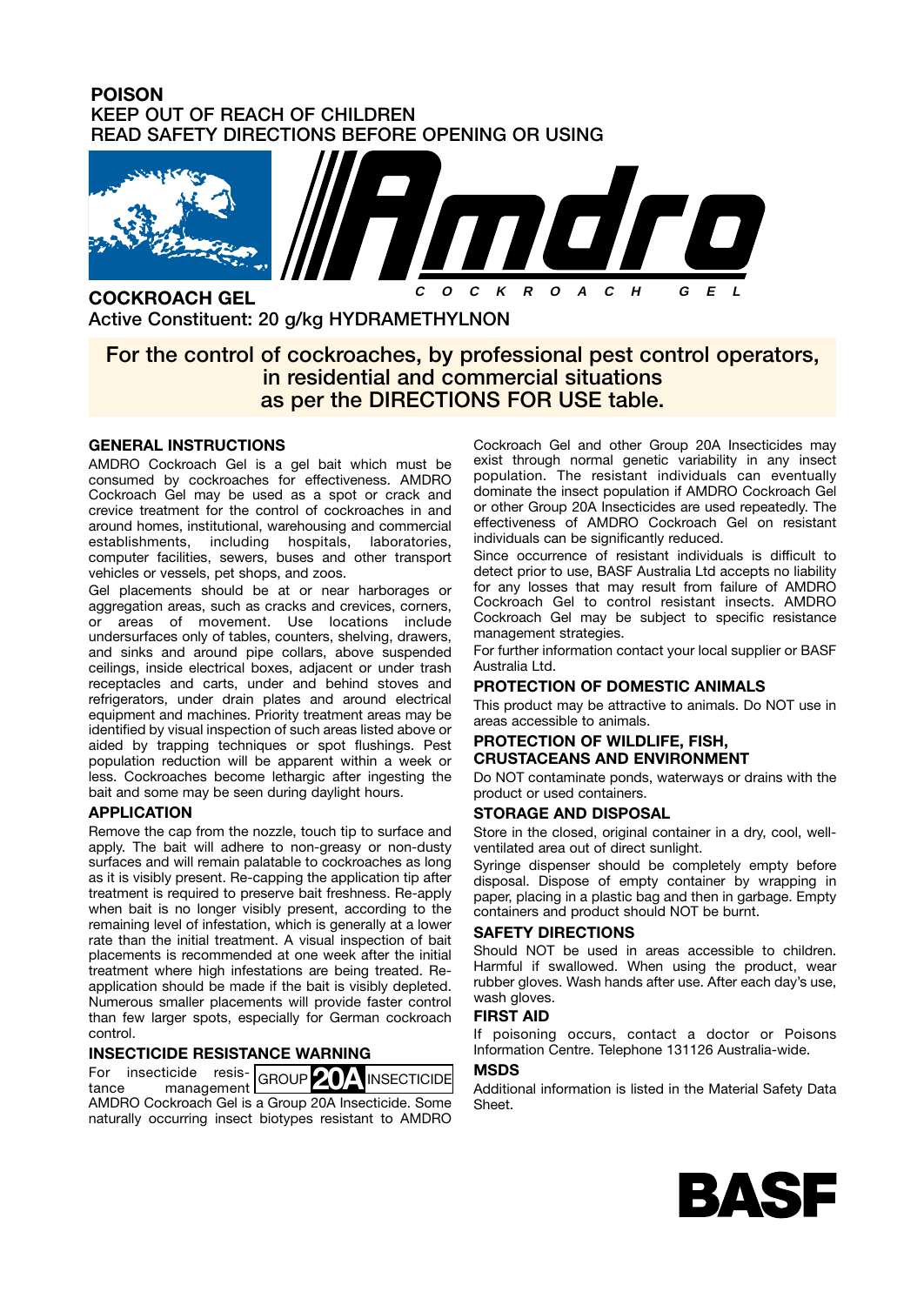**POISON**
KEEP OUT OF REACH OF CHILDREN
READ SAFETY DIRECTIONS BEFORE OPENING OR USING

# Amdro

COCKROACH GEL

**COCKROACH GEL**
Active Constituent: 20 g/kg HYDRAMETHYLNON

For the control of cockroaches, by professional pest control operators, in residential and commercial situations as per the DIRECTIONS FOR USE table.

## GENERAL INSTRUCTIONS

AMDRO Cockroach Gel is a gel bait which must be consumed by cockroaches for effectiveness. AMDRO Cockroach Gel may be used as a spot or crack and crevice treatment for the control of cockroaches in and around homes, institutional, warehousing and commercial establishments, including hospitals, laboratories, computer facilities, sewers, buses and other transport vehicles or vessels, pet shops, and zoos.

Gel placements should be at or near harborages or aggregation areas, such as cracks and crevices, corners, or areas of movement. Use locations include undersurfaces only of tables, counters, shelving, drawers, and sinks and around pipe collars, above suspended ceilings, inside electrical boxes, adjacent or under trash receptacles and carts, under and behind stoves and refrigerators, under drain plates and around electrical equipment and machines. Priority treatment areas may be identified by visual inspection of such areas listed above or aided by trapping techniques or spot flushings. Pest population reduction will be apparent within a week or less. Cockroaches become lethargic after ingesting the bait and some may be seen during daylight hours.

## APPLICATION

Remove the cap from the nozzle, touch tip to surface and apply. The bait will adhere to non-greasy or non-dusty surfaces and will remain palatable to cockroaches as long as it is visibly present. Re-capping the application tip after treatment is required to preserve bait freshness. Re-apply when bait is no longer visibly present, according to the remaining level of infestation, which is generally at a lower rate than the initial treatment. A visual inspection of bait placements is recommended at one week after the initial treatment where high infestations are being treated. Re-application should be made if the bait is visibly depleted. Numerous smaller placements will provide faster control than few larger spots, especially for German cockroach control.

## INSECTICIDE RESISTANCE WARNING

For insecticide resistance management **GROUP 20A INSECTICIDE**

AMDRO Cockroach Gel is a Group 20A Insecticide. Some naturally occurring insect biotypes resistant to AMDRO Cockroach Gel and other Group 20A Insecticides may exist through normal genetic variability in any insect population. The resistant individuals can eventually dominate the insect population if AMDRO Cockroach Gel or other Group 20A Insecticides are used repeatedly. The effectiveness of AMDRO Cockroach Gel on resistant individuals can be significantly reduced.

Since occurrence of resistant individuals is difficult to detect prior to use, BASF Australia Ltd accepts no liability for any losses that may result from failure of AMDRO Cockroach Gel to control resistant insects. AMDRO Cockroach Gel may be subject to specific resistance management strategies.

For further information contact your local supplier or BASF Australia Ltd.

## PROTECTION OF DOMESTIC ANIMALS

This product may be attractive to animals. Do NOT use in areas accessible to animals.

## PROTECTION OF WILDLIFE, FISH, CRUSTACEANS AND ENVIRONMENT

Do NOT contaminate ponds, waterways or drains with the product or used containers.

## STORAGE AND DISPOSAL

Store in the closed, original container in a dry, cool, well-ventilated area out of direct sunlight.

Syringe dispenser should be completely empty before disposal. Dispose of empty container by wrapping in paper, placing in a plastic bag and then in garbage. Empty containers and product should NOT be burnt.

## SAFETY DIRECTIONS

Should NOT be used in areas accessible to children. Harmful if swallowed. When using the product, wear rubber gloves. Wash hands after use. After each day's use, wash gloves.

## FIRST AID

If poisoning occurs, contact a doctor or Poisons Information Centre. Telephone 131126 Australia-wide.

## MSDS

Additional information is listed in the Material Safety Data Sheet.

BASF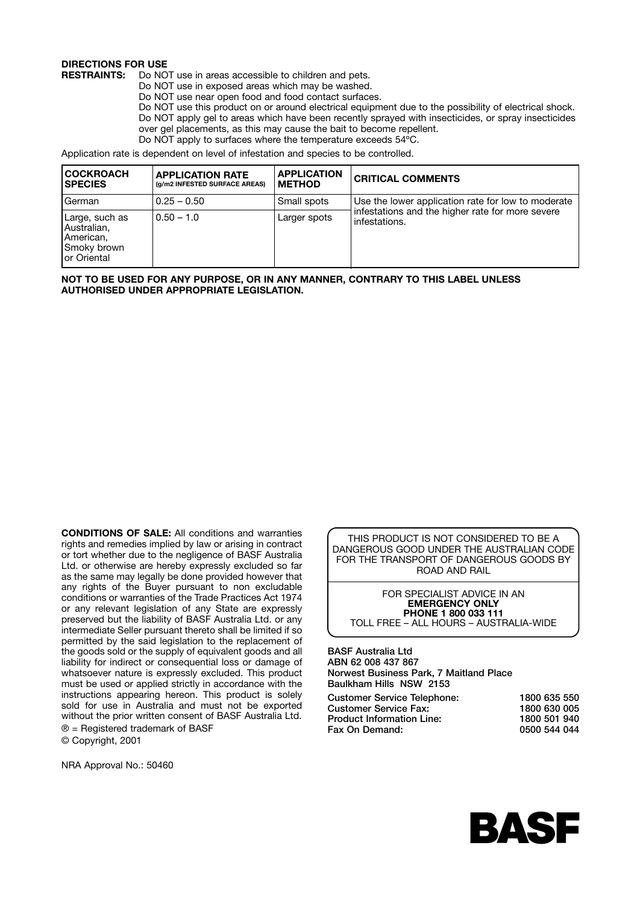**DIRECTIONS FOR USE**

**RESTRAINTS:** Do NOT use in areas accessible to children and pets.
Do NOT use in exposed areas which may be washed.
Do NOT use near open food and food contact surfaces.
Do NOT use this product on or around electrical equipment due to the possibility of electrical shock.
Do NOT apply gel to areas which have been recently sprayed with insecticides, or spray insecticides over gel placements, as this may cause the bait to become repellent.
Do NOT apply to surfaces where the temperature exceeds 54ºC.

Application rate is dependent on level of infestation and species to be controlled.

| COCKROACH SPECIES | APPLICATION RATE (g/m2 INFESTED SURFACE AREAS) | APPLICATION METHOD | CRITICAL COMMENTS |
|---|---|---|---|
| German | 0.25 – 0.50 | Small spots | Use the lower application rate for low to moderate infestations and the higher rate for more severe infestations. |
| Large, such as Australian, American, Smoky brown or Oriental | 0.50 – 1.0 | Larger spots | |

**NOT TO BE USED FOR ANY PURPOSE, OR IN ANY MANNER, CONTRARY TO THIS LABEL UNLESS AUTHORISED UNDER APPROPRIATE LEGISLATION.**

**CONDITIONS OF SALE:** All conditions and warranties rights and remedies implied by law or arising in contract or tort whether due to the negligence of BASF Australia Ltd. or otherwise are hereby expressly excluded so far as the same may legally be done provided however that any rights of the Buyer pursuant to non excludable conditions or warranties of the Trade Practices Act 1974 or any relevant legislation of any State are expressly preserved but the liability of BASF Australia Ltd. or any intermediate Seller pursuant thereto shall be limited if so permitted by the said legislation to the replacement of the goods sold or the supply of equivalent goods and all liability for indirect or consequential loss or damage of whatsoever nature is expressly excluded. This product must be used or applied strictly in accordance with the instructions appearing hereon. This product is solely sold for use in Australia and must not be exported without the prior written consent of BASF Australia Ltd.

® = Registered trademark of BASF

© Copyright, 2001

NRA Approval No.: 50460

THIS PRODUCT IS NOT CONSIDERED TO BE A DANGEROUS GOOD UNDER THE AUSTRALIAN CODE FOR THE TRANSPORT OF DANGEROUS GOODS BY ROAD AND RAIL

FOR SPECIALIST ADVICE IN AN
**EMERGENCY ONLY**
**PHONE 1 800 033 111**
TOLL FREE – ALL HOURS – AUSTRALIA-WIDE

**BASF Australia Ltd**
**ABN 62 008 437 867**
**Norwest Business Park, 7 Maitland Place**
**Baulkham Hills NSW 2153**

| | |
|---|---|
| **Customer Service Telephone:** | **1800 635 550** |
| **Customer Service Fax:** | **1800 630 005** |
| **Product Information Line:** | **1800 501 940** |
| **Fax On Demand:** | **0500 544 044** |

**BASF**